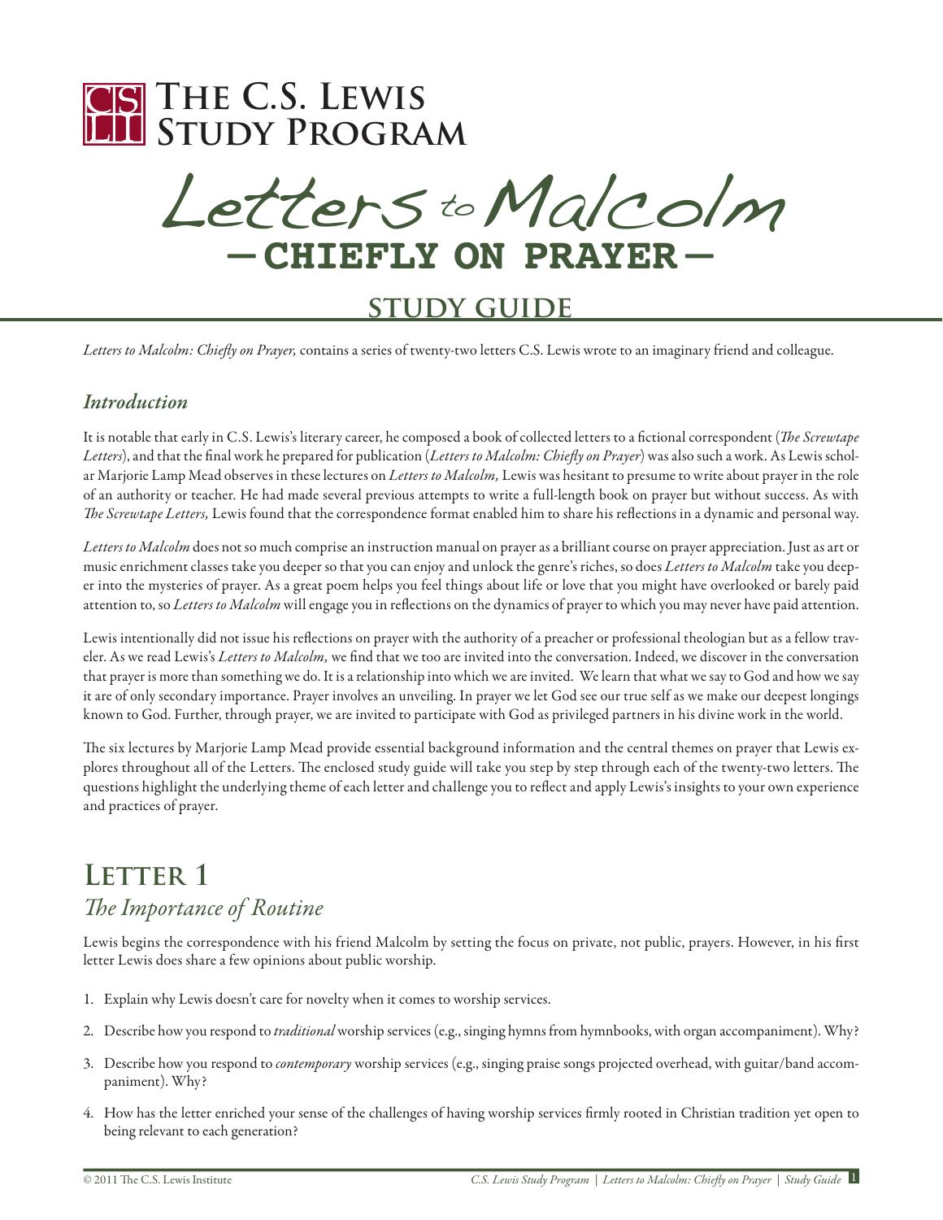# The C.S. Lewis Study Program

# Letters to Malcolm

## — CHIEFLY ON PRAYER —

## STUDY GUIDE

*Letters to Malcolm: Chiefly on Prayer,* contains a series of twenty-two letters C.S. Lewis wrote to an imaginary friend and colleague.

### *Introduction*

It is notable that early in C.S. Lewis's literary career, he composed a book of collected letters to a fictional correspondent (*The Screwtape Letters*), and that the final work he prepared for publication (*Letters to Malcolm: Chiefly on Prayer*) was also such a work. As Lewis scholar Marjorie Lamp Mead observes in these lectures on *Letters to Malcolm,* Lewis was hesitant to presume to write about prayer in the role of an authority or teacher. He had made several previous attempts to write a full-length book on prayer but without success. As with *The Screwtape Letters,* Lewis found that the correspondence format enabled him to share his reflections in a dynamic and personal way.

*Letters to Malcolm* does not so much comprise an instruction manual on prayer as a brilliant course on prayer appreciation. Just as art or music enrichment classes take you deeper so that you can enjoy and unlock the genre's riches, so does *Letters to Malcolm* take you deeper into the mysteries of prayer. As a great poem helps you feel things about life or love that you might have overlooked or barely paid attention to, so *Letters to Malcolm* will engage you in reflections on the dynamics of prayer to which you may never have paid attention.

Lewis intentionally did not issue his reflections on prayer with the authority of a preacher or professional theologian but as a fellow traveler. As we read Lewis's *Letters to Malcolm,* we find that we too are invited into the conversation. Indeed, we discover in the conversation that prayer is more than something we do. It is a relationship into which we are invited. We learn that what we say to God and how we say it are of only secondary importance. Prayer involves an unveiling. In prayer we let God see our true self as we make our deepest longings known to God. Further, through prayer, we are invited to participate with God as privileged partners in his divine work in the world.

The six lectures by Marjorie Lamp Mead provide essential background information and the central themes on prayer that Lewis explores throughout all of the Letters. The enclosed study guide will take you step by step through each of the twenty-two letters. The questions highlight the underlying theme of each letter and challenge you to reflect and apply Lewis's insights to your own experience and practices of prayer.

## Letter 1

### *The Importance of Routine*

Lewis begins the correspondence with his friend Malcolm by setting the focus on private, not public, prayers. However, in his first letter Lewis does share a few opinions about public worship.

1. Explain why Lewis doesn't care for novelty when it comes to worship services.
2. Describe how you respond to *traditional* worship services (e.g., singing hymns from hymnbooks, with organ accompaniment). Why?
3. Describe how you respond to *contemporary* worship services (e.g., singing praise songs projected overhead, with guitar/band accompaniment). Why?
4. How has the letter enriched your sense of the challenges of having worship services firmly rooted in Christian tradition yet open to being relevant to each generation?

© 2011 The C.S. Lewis Institute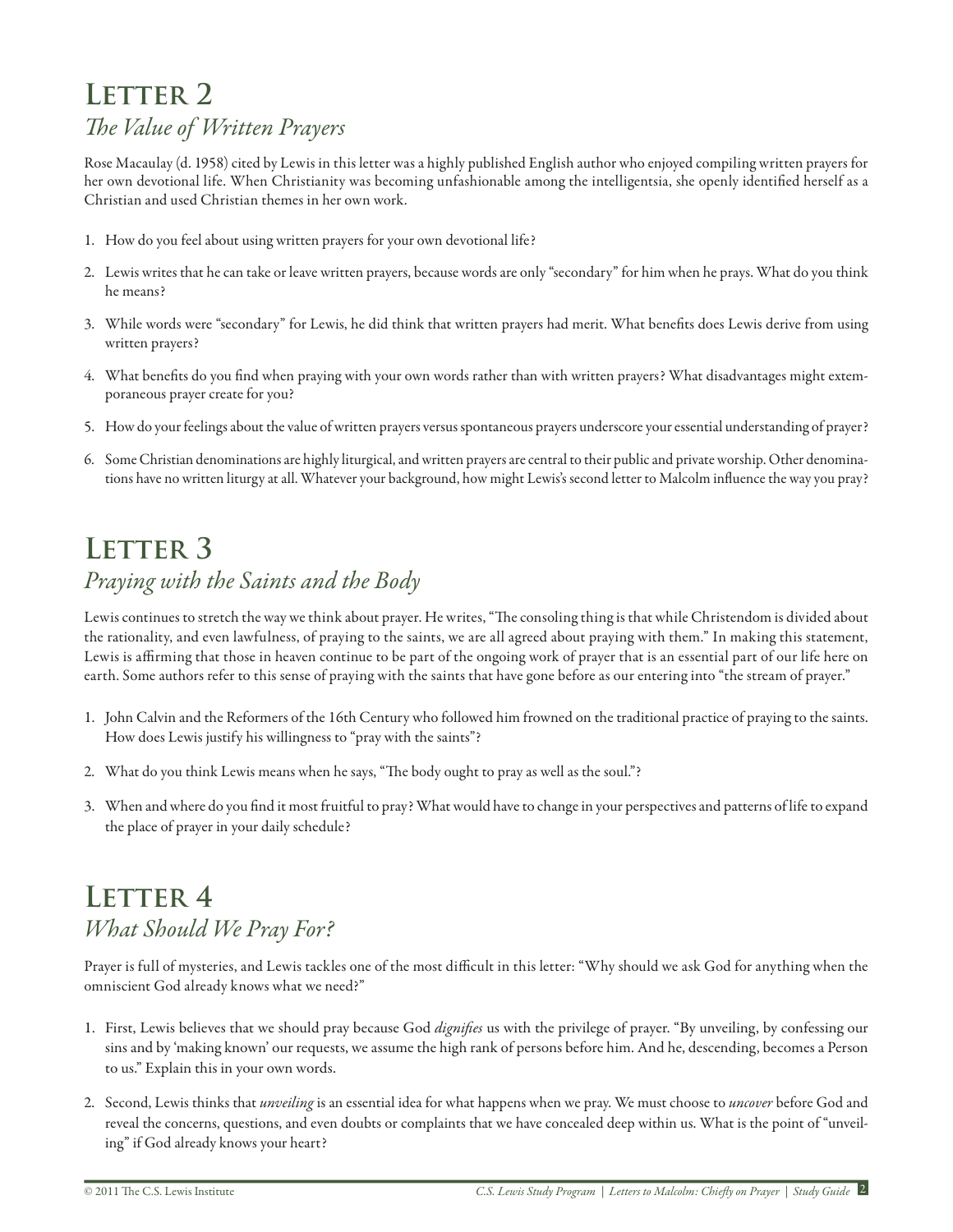# Letter 2

## *The Value of Written Prayers*

Rose Macaulay (d. 1958) cited by Lewis in this letter was a highly published English author who enjoyed compiling written prayers for her own devotional life. When Christianity was becoming unfashionable among the intelligentsia, she openly identified herself as a Christian and used Christian themes in her own work.

1. How do you feel about using written prayers for your own devotional life?
2. Lewis writes that he can take or leave written prayers, because words are only "secondary" for him when he prays. What do you think he means?
3. While words were "secondary" for Lewis, he did think that written prayers had merit. What benefits does Lewis derive from using written prayers?
4. What benefits do you find when praying with your own words rather than with written prayers? What disadvantages might extemporaneous prayer create for you?
5. How do your feelings about the value of written prayers versus spontaneous prayers underscore your essential understanding of prayer?
6. Some Christian denominations are highly liturgical, and written prayers are central to their public and private worship. Other denominations have no written liturgy at all. Whatever your background, how might Lewis's second letter to Malcolm influence the way you pray?

# Letter 3

## *Praying with the Saints and the Body*

Lewis continues to stretch the way we think about prayer. He writes, "The consoling thing is that while Christendom is divided about the rationality, and even lawfulness, of praying to the saints, we are all agreed about praying with them." In making this statement, Lewis is affirming that those in heaven continue to be part of the ongoing work of prayer that is an essential part of our life here on earth. Some authors refer to this sense of praying with the saints that have gone before as our entering into "the stream of prayer."

1. John Calvin and the Reformers of the 16th Century who followed him frowned on the traditional practice of praying to the saints. How does Lewis justify his willingness to "pray with the saints"?
2. What do you think Lewis means when he says, "The body ought to pray as well as the soul."?
3. When and where do you find it most fruitful to pray? What would have to change in your perspectives and patterns of life to expand the place of prayer in your daily schedule?

# Letter 4

## *What Should We Pray For?*

Prayer is full of mysteries, and Lewis tackles one of the most difficult in this letter: "Why should we ask God for anything when the omniscient God already knows what we need?"

1. First, Lewis believes that we should pray because God *dignifies* us with the privilege of prayer. "By unveiling, by confessing our sins and by 'making known' our requests, we assume the high rank of persons before him. And he, descending, becomes a Person to us." Explain this in your own words.
2. Second, Lewis thinks that *unveiling* is an essential idea for what happens when we pray. We must choose to *uncover* before God and reveal the concerns, questions, and even doubts or complaints that we have concealed deep within us. What is the point of "unveiling" if God already knows your heart?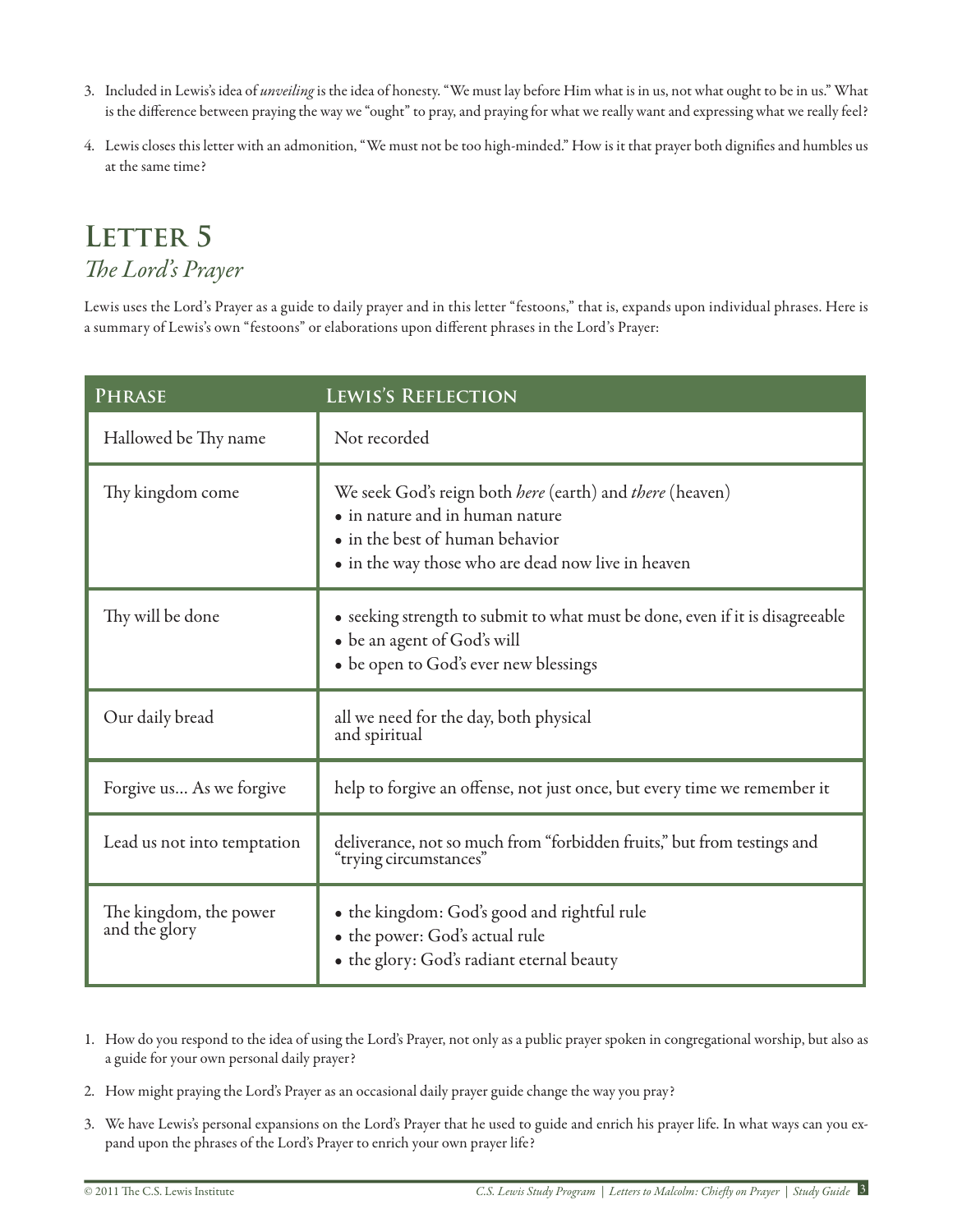3. Included in Lewis's idea of *unveiling* is the idea of honesty. "We must lay before Him what is in us, not what ought to be in us." What is the difference between praying the way we "ought" to pray, and praying for what we really want and expressing what we really feel?

4. Lewis closes this letter with an admonition, "We must not be too high-minded." How is it that prayer both dignifies and humbles us at the same time?

## Letter 5
### *The Lord's Prayer*

Lewis uses the Lord's Prayer as a guide to daily prayer and in this letter "festoons," that is, expands upon individual phrases. Here is a summary of Lewis's own "festoons" or elaborations upon different phrases in the Lord's Prayer:

| Phrase | Lewis's Reflection |
|---|---|
| Hallowed be Thy name | Not recorded |
| Thy kingdom come | We seek God's reign both *here* (earth) and *there* (heaven)<br>• in nature and in human nature<br>• in the best of human behavior<br>• in the way those who are dead now live in heaven |
| Thy will be done | • seeking strength to submit to what must be done, even if it is disagreeable<br>• be an agent of God's will<br>• be open to God's ever new blessings |
| Our daily bread | all we need for the day, both physical and spiritual |
| Forgive us… As we forgive | help to forgive an offense, not just once, but every time we remember it |
| Lead us not into temptation | deliverance, not so much from "forbidden fruits," but from testings and "trying circumstances" |
| The kingdom, the power and the glory | • the kingdom: God's good and rightful rule<br>• the power: God's actual rule<br>• the glory: God's radiant eternal beauty |

1. How do you respond to the idea of using the Lord's Prayer, not only as a public prayer spoken in congregational worship, but also as a guide for your own personal daily prayer?

2. How might praying the Lord's Prayer as an occasional daily prayer guide change the way you pray?

3. We have Lewis's personal expansions on the Lord's Prayer that he used to guide and enrich his prayer life. In what ways can you expand upon the phrases of the Lord's Prayer to enrich your own prayer life?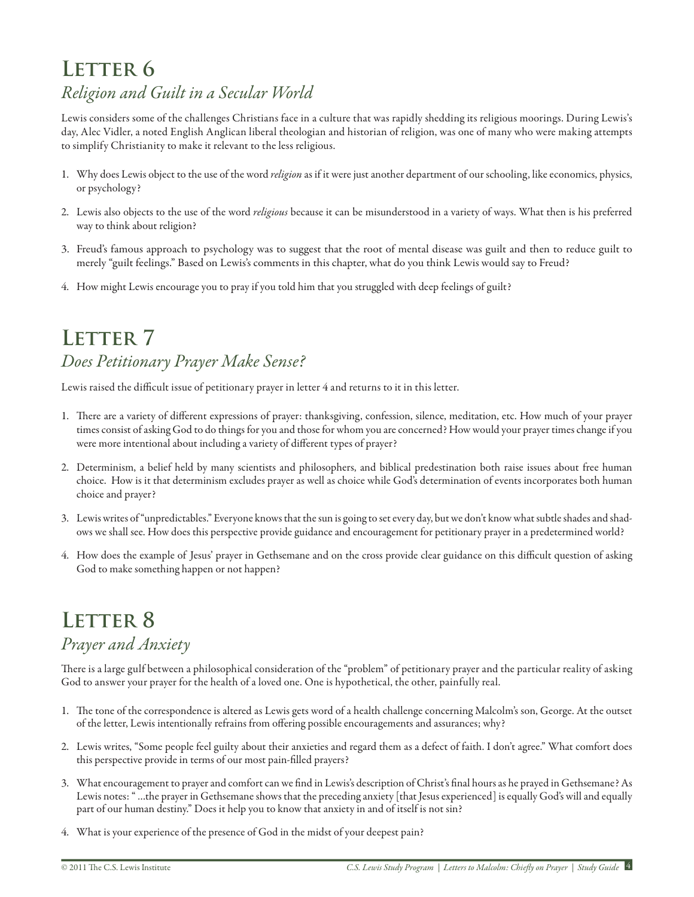## Letter 6

### *Religion and Guilt in a Secular World*

Lewis considers some of the challenges Christians face in a culture that was rapidly shedding its religious moorings. During Lewis's day, Alec Vidler, a noted English Anglican liberal theologian and historian of religion, was one of many who were making attempts to simplify Christianity to make it relevant to the less religious.

1. Why does Lewis object to the use of the word *religion* as if it were just another department of our schooling, like economics, physics, or psychology?
2. Lewis also objects to the use of the word *religious* because it can be misunderstood in a variety of ways. What then is his preferred way to think about religion?
3. Freud's famous approach to psychology was to suggest that the root of mental disease was guilt and then to reduce guilt to merely "guilt feelings." Based on Lewis's comments in this chapter, what do you think Lewis would say to Freud?
4. How might Lewis encourage you to pray if you told him that you struggled with deep feelings of guilt?

## Letter 7

### *Does Petitionary Prayer Make Sense?*

Lewis raised the difficult issue of petitionary prayer in letter 4 and returns to it in this letter.

1. There are a variety of different expressions of prayer: thanksgiving, confession, silence, meditation, etc. How much of your prayer times consist of asking God to do things for you and those for whom you are concerned? How would your prayer times change if you were more intentional about including a variety of different types of prayer?
2. Determinism, a belief held by many scientists and philosophers, and biblical predestination both raise issues about free human choice. How is it that determinism excludes prayer as well as choice while God's determination of events incorporates both human choice and prayer?
3. Lewis writes of "unpredictables." Everyone knows that the sun is going to set every day, but we don't know what subtle shades and shadows we shall see. How does this perspective provide guidance and encouragement for petitionary prayer in a predetermined world?
4. How does the example of Jesus' prayer in Gethsemane and on the cross provide clear guidance on this difficult question of asking God to make something happen or not happen?

## Letter 8

### *Prayer and Anxiety*

There is a large gulf between a philosophical consideration of the "problem" of petitionary prayer and the particular reality of asking God to answer your prayer for the health of a loved one. One is hypothetical, the other, painfully real.

1. The tone of the correspondence is altered as Lewis gets word of a health challenge concerning Malcolm's son, George. At the outset of the letter, Lewis intentionally refrains from offering possible encouragements and assurances; why?
2. Lewis writes, "Some people feel guilty about their anxieties and regard them as a defect of faith. I don't agree." What comfort does this perspective provide in terms of our most pain-filled prayers?
3. What encouragement to prayer and comfort can we find in Lewis's description of Christ's final hours as he prayed in Gethsemane? As Lewis notes: " ...the prayer in Gethsemane shows that the preceding anxiety [that Jesus experienced] is equally God's will and equally part of our human destiny." Does it help you to know that anxiety in and of itself is not sin?
4. What is your experience of the presence of God in the midst of your deepest pain?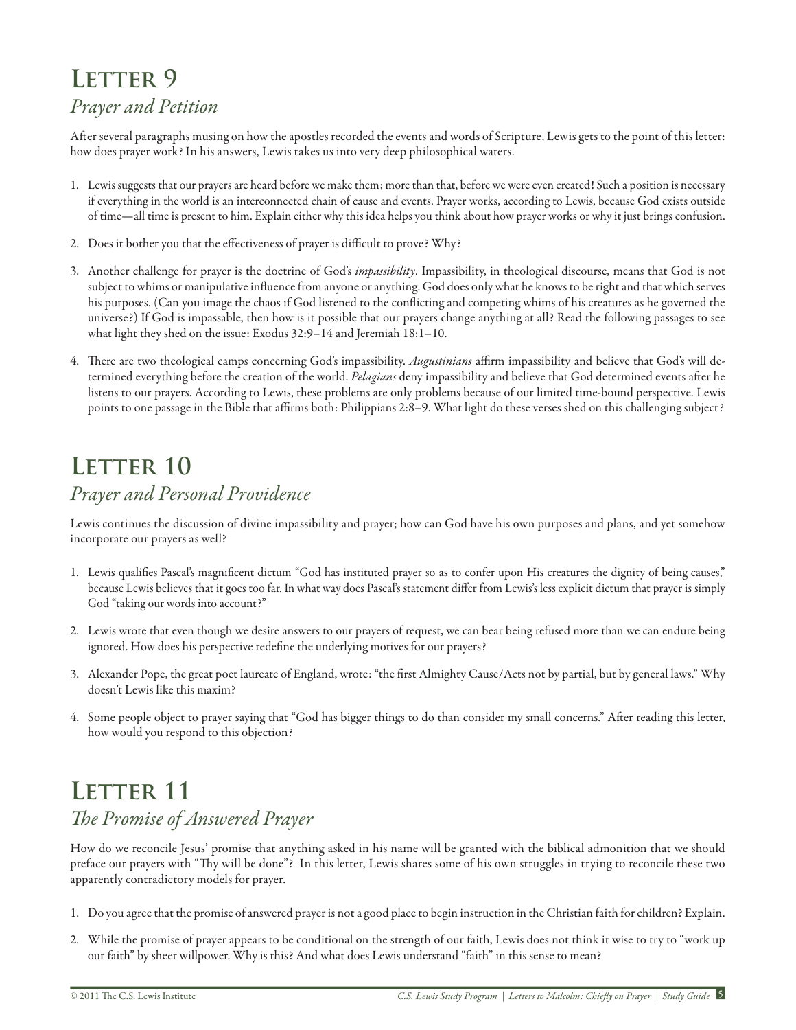# Letter 9

## *Prayer and Petition*

After several paragraphs musing on how the apostles recorded the events and words of Scripture, Lewis gets to the point of this letter: how does prayer work? In his answers, Lewis takes us into very deep philosophical waters.

1. Lewis suggests that our prayers are heard before we make them; more than that, before we were even created! Such a position is necessary if everything in the world is an interconnected chain of cause and events. Prayer works, according to Lewis, because God exists outside of time—all time is present to him. Explain either why this idea helps you think about how prayer works or why it just brings confusion.

2. Does it bother you that the effectiveness of prayer is difficult to prove? Why?

3. Another challenge for prayer is the doctrine of God's *impassibility*. Impassibility, in theological discourse, means that God is not subject to whims or manipulative influence from anyone or anything. God does only what he knows to be right and that which serves his purposes. (Can you image the chaos if God listened to the conflicting and competing whims of his creatures as he governed the universe?) If God is impassable, then how is it possible that our prayers change anything at all? Read the following passages to see what light they shed on the issue: Exodus 32:9–14 and Jeremiah 18:1–10.

4. There are two theological camps concerning God's impassibility. *Augustinians* affirm impassibility and believe that God's will determined everything before the creation of the world. *Pelagians* deny impassibility and believe that God determined events after he listens to our prayers. According to Lewis, these problems are only problems because of our limited time-bound perspective. Lewis points to one passage in the Bible that affirms both: Philippians 2:8–9. What light do these verses shed on this challenging subject?

# Letter 10

## *Prayer and Personal Providence*

Lewis continues the discussion of divine impassibility and prayer; how can God have his own purposes and plans, and yet somehow incorporate our prayers as well?

1. Lewis qualifies Pascal's magnificent dictum "God has instituted prayer so as to confer upon His creatures the dignity of being causes," because Lewis believes that it goes too far. In what way does Pascal's statement differ from Lewis's less explicit dictum that prayer is simply God "taking our words into account?"

2. Lewis wrote that even though we desire answers to our prayers of request, we can bear being refused more than we can endure being ignored. How does his perspective redefine the underlying motives for our prayers?

3. Alexander Pope, the great poet laureate of England, wrote: "the first Almighty Cause/Acts not by partial, but by general laws." Why doesn't Lewis like this maxim?

4. Some people object to prayer saying that "God has bigger things to do than consider my small concerns." After reading this letter, how would you respond to this objection?

# Letter 11

## *The Promise of Answered Prayer*

How do we reconcile Jesus' promise that anything asked in his name will be granted with the biblical admonition that we should preface our prayers with "Thy will be done"? In this letter, Lewis shares some of his own struggles in trying to reconcile these two apparently contradictory models for prayer.

1. Do you agree that the promise of answered prayer is not a good place to begin instruction in the Christian faith for children? Explain.

2. While the promise of prayer appears to be conditional on the strength of our faith, Lewis does not think it wise to try to "work up our faith" by sheer willpower. Why is this? And what does Lewis understand "faith" in this sense to mean?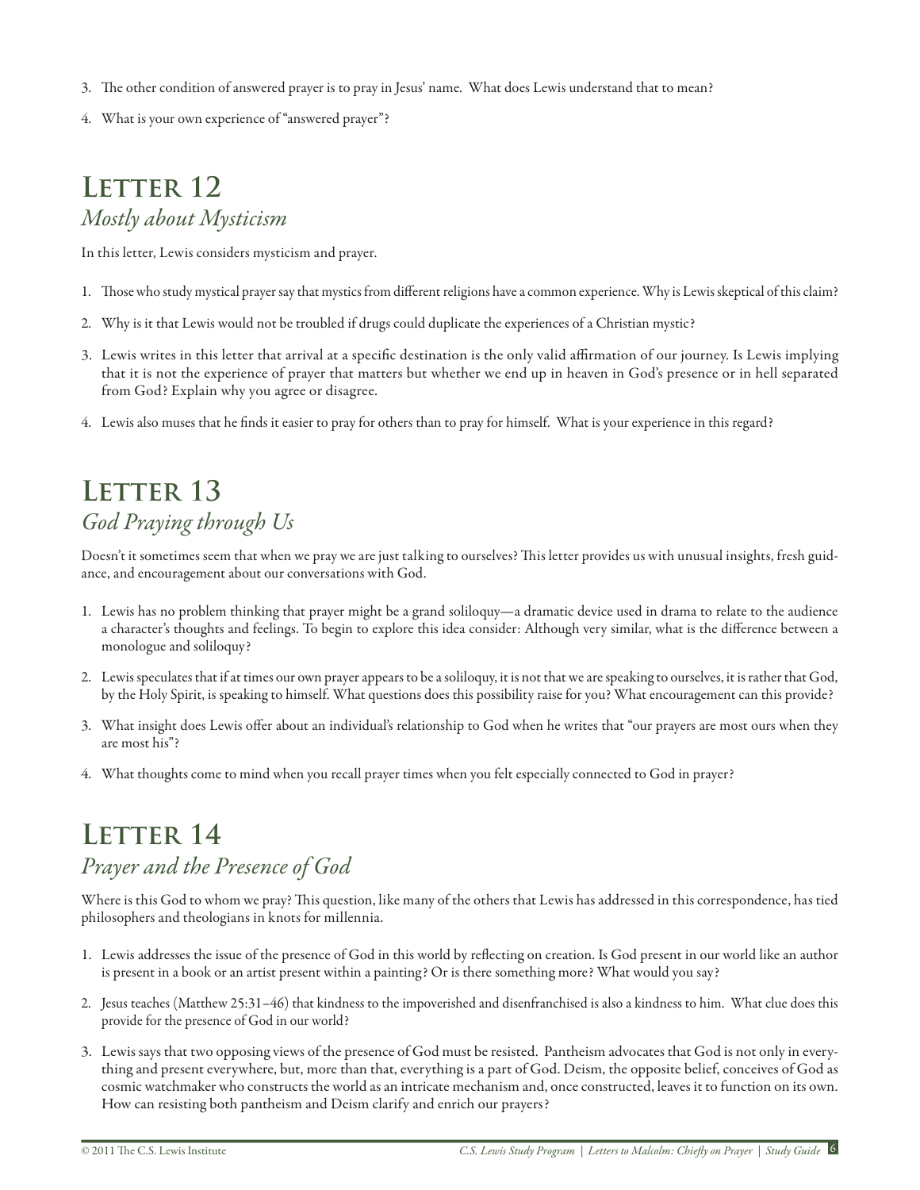3. The other condition of answered prayer is to pray in Jesus' name. What does Lewis understand that to mean?
4. What is your own experience of "answered prayer"?

## Letter 12
### *Mostly about Mysticism*

In this letter, Lewis considers mysticism and prayer.

1. Those who study mystical prayer say that mystics from different religions have a common experience. Why is Lewis skeptical of this claim?
2. Why is it that Lewis would not be troubled if drugs could duplicate the experiences of a Christian mystic?
3. Lewis writes in this letter that arrival at a specific destination is the only valid affirmation of our journey. Is Lewis implying that it is not the experience of prayer that matters but whether we end up in heaven in God's presence or in hell separated from God? Explain why you agree or disagree.
4. Lewis also muses that he finds it easier to pray for others than to pray for himself. What is your experience in this regard?

## Letter 13
### *God Praying through Us*

Doesn't it sometimes seem that when we pray we are just talking to ourselves? This letter provides us with unusual insights, fresh guidance, and encouragement about our conversations with God.

1. Lewis has no problem thinking that prayer might be a grand soliloquy—a dramatic device used in drama to relate to the audience a character's thoughts and feelings. To begin to explore this idea consider: Although very similar, what is the difference between a monologue and soliloquy?
2. Lewis speculates that if at times our own prayer appears to be a soliloquy, it is not that we are speaking to ourselves, it is rather that God, by the Holy Spirit, is speaking to himself. What questions does this possibility raise for you? What encouragement can this provide?
3. What insight does Lewis offer about an individual's relationship to God when he writes that "our prayers are most ours when they are most his"?
4. What thoughts come to mind when you recall prayer times when you felt especially connected to God in prayer?

## Letter 14
### *Prayer and the Presence of God*

Where is this God to whom we pray? This question, like many of the others that Lewis has addressed in this correspondence, has tied philosophers and theologians in knots for millennia.

1. Lewis addresses the issue of the presence of God in this world by reflecting on creation. Is God present in our world like an author is present in a book or an artist present within a painting? Or is there something more? What would you say?
2. Jesus teaches (Matthew 25:31–46) that kindness to the impoverished and disenfranchised is also a kindness to him. What clue does this provide for the presence of God in our world?
3. Lewis says that two opposing views of the presence of God must be resisted. Pantheism advocates that God is not only in everything and present everywhere, but, more than that, everything is a part of God. Deism, the opposite belief, conceives of God as cosmic watchmaker who constructs the world as an intricate mechanism and, once constructed, leaves it to function on its own. How can resisting both pantheism and Deism clarify and enrich our prayers?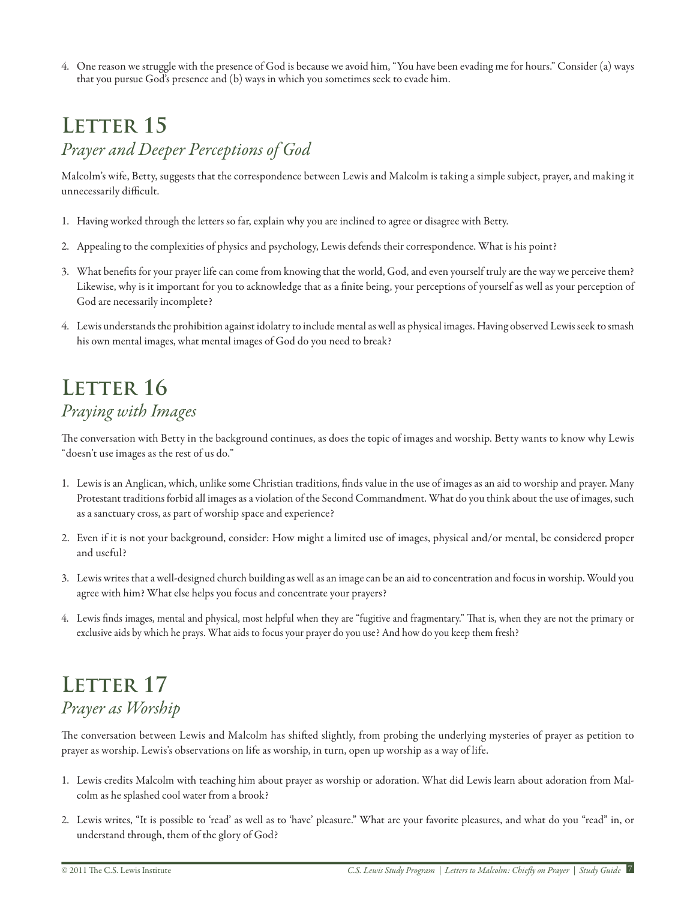4. One reason we struggle with the presence of God is because we avoid him, "You have been evading me for hours." Consider (a) ways that you pursue God's presence and (b) ways in which you sometimes seek to evade him.

## Letter 15

### *Prayer and Deeper Perceptions of God*

Malcolm's wife, Betty, suggests that the correspondence between Lewis and Malcolm is taking a simple subject, prayer, and making it unnecessarily difficult.

1. Having worked through the letters so far, explain why you are inclined to agree or disagree with Betty.
2. Appealing to the complexities of physics and psychology, Lewis defends their correspondence. What is his point?
3. What benefits for your prayer life can come from knowing that the world, God, and even yourself truly are the way we perceive them? Likewise, why is it important for you to acknowledge that as a finite being, your perceptions of yourself as well as your perception of God are necessarily incomplete?
4. Lewis understands the prohibition against idolatry to include mental as well as physical images. Having observed Lewis seek to smash his own mental images, what mental images of God do you need to break?

## Letter 16

### *Praying with Images*

The conversation with Betty in the background continues, as does the topic of images and worship. Betty wants to know why Lewis "doesn't use images as the rest of us do."

1. Lewis is an Anglican, which, unlike some Christian traditions, finds value in the use of images as an aid to worship and prayer. Many Protestant traditions forbid all images as a violation of the Second Commandment. What do you think about the use of images, such as a sanctuary cross, as part of worship space and experience?
2. Even if it is not your background, consider: How might a limited use of images, physical and/or mental, be considered proper and useful?
3. Lewis writes that a well-designed church building as well as an image can be an aid to concentration and focus in worship. Would you agree with him? What else helps you focus and concentrate your prayers?
4. Lewis finds images, mental and physical, most helpful when they are "fugitive and fragmentary." That is, when they are not the primary or exclusive aids by which he prays. What aids to focus your prayer do you use? And how do you keep them fresh?

## Letter 17

### *Prayer as Worship*

The conversation between Lewis and Malcolm has shifted slightly, from probing the underlying mysteries of prayer as petition to prayer as worship. Lewis's observations on life as worship, in turn, open up worship as a way of life.

1. Lewis credits Malcolm with teaching him about prayer as worship or adoration. What did Lewis learn about adoration from Malcolm as he splashed cool water from a brook?
2. Lewis writes, "It is possible to 'read' as well as to 'have' pleasure." What are your favorite pleasures, and what do you "read" in, or understand through, them of the glory of God?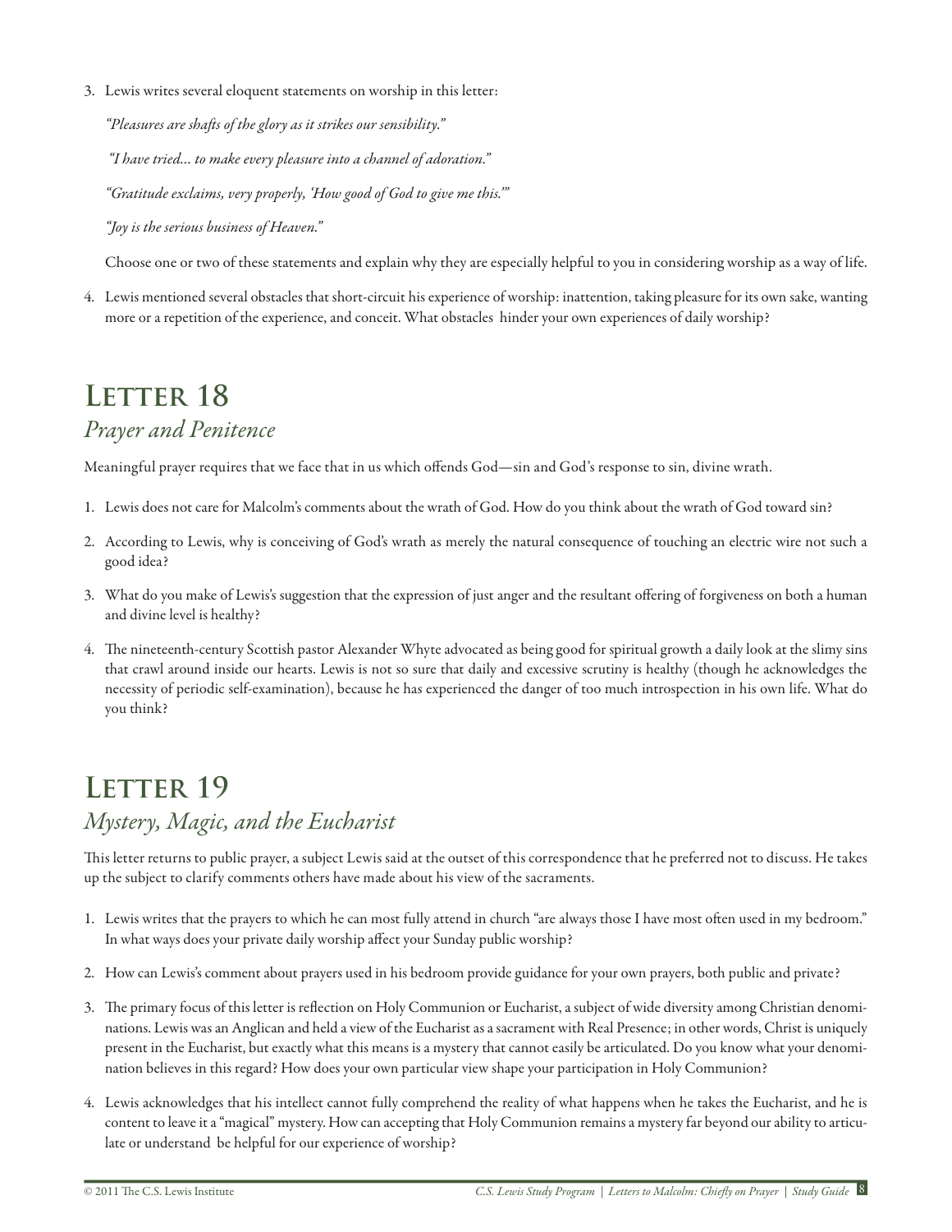3. Lewis writes several eloquent statements on worship in this letter:

   *"Pleasures are shafts of the glory as it strikes our sensibility."*

   *"I have tried... to make every pleasure into a channel of adoration."*

   *"Gratitude exclaims, very properly, 'How good of God to give me this.'"*

   *"Joy is the serious business of Heaven."*

   Choose one or two of these statements and explain why they are especially helpful to you in considering worship as a way of life.

4. Lewis mentioned several obstacles that short-circuit his experience of worship: inattention, taking pleasure for its own sake, wanting more or a repetition of the experience, and conceit. What obstacles hinder your own experiences of daily worship?

# Letter 18

## *Prayer and Penitence*

Meaningful prayer requires that we face that in us which offends God—sin and God's response to sin, divine wrath.

1. Lewis does not care for Malcolm's comments about the wrath of God. How do you think about the wrath of God toward sin?
2. According to Lewis, why is conceiving of God's wrath as merely the natural consequence of touching an electric wire not such a good idea?
3. What do you make of Lewis's suggestion that the expression of just anger and the resultant offering of forgiveness on both a human and divine level is healthy?
4. The nineteenth-century Scottish pastor Alexander Whyte advocated as being good for spiritual growth a daily look at the slimy sins that crawl around inside our hearts. Lewis is not so sure that daily and excessive scrutiny is healthy (though he acknowledges the necessity of periodic self-examination), because he has experienced the danger of too much introspection in his own life. What do you think?

# Letter 19

## *Mystery, Magic, and the Eucharist*

This letter returns to public prayer, a subject Lewis said at the outset of this correspondence that he preferred not to discuss. He takes up the subject to clarify comments others have made about his view of the sacraments.

1. Lewis writes that the prayers to which he can most fully attend in church "are always those I have most often used in my bedroom." In what ways does your private daily worship affect your Sunday public worship?
2. How can Lewis's comment about prayers used in his bedroom provide guidance for your own prayers, both public and private?
3. The primary focus of this letter is reflection on Holy Communion or Eucharist, a subject of wide diversity among Christian denominations. Lewis was an Anglican and held a view of the Eucharist as a sacrament with Real Presence; in other words, Christ is uniquely present in the Eucharist, but exactly what this means is a mystery that cannot easily be articulated. Do you know what your denomination believes in this regard? How does your own particular view shape your participation in Holy Communion?
4. Lewis acknowledges that his intellect cannot fully comprehend the reality of what happens when he takes the Eucharist, and he is content to leave it a "magical" mystery. How can accepting that Holy Communion remains a mystery far beyond our ability to articulate or understand be helpful for our experience of worship?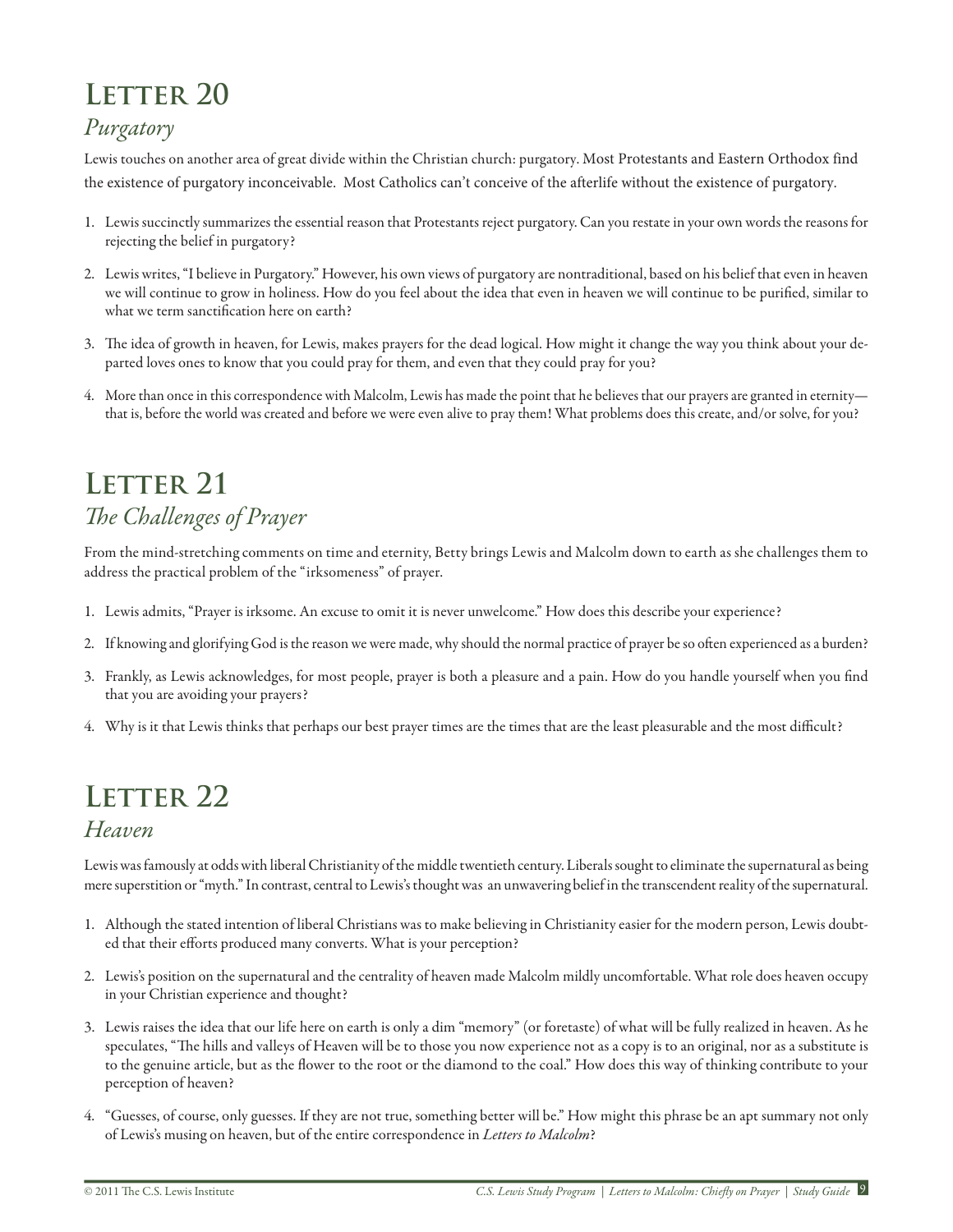# Letter 20

## *Purgatory*

Lewis touches on another area of great divide within the Christian church: purgatory. Most Protestants and Eastern Orthodox find the existence of purgatory inconceivable. Most Catholics can't conceive of the afterlife without the existence of purgatory.

1. Lewis succinctly summarizes the essential reason that Protestants reject purgatory. Can you restate in your own words the reasons for rejecting the belief in purgatory?
2. Lewis writes, "I believe in Purgatory." However, his own views of purgatory are nontraditional, based on his belief that even in heaven we will continue to grow in holiness. How do you feel about the idea that even in heaven we will continue to be purified, similar to what we term sanctification here on earth?
3. The idea of growth in heaven, for Lewis, makes prayers for the dead logical. How might it change the way you think about your departed loves ones to know that you could pray for them, and even that they could pray for you?
4. More than once in this correspondence with Malcolm, Lewis has made the point that he believes that our prayers are granted in eternity—that is, before the world was created and before we were even alive to pray them! What problems does this create, and/or solve, for you?

# Letter 21

## *The Challenges of Prayer*

From the mind-stretching comments on time and eternity, Betty brings Lewis and Malcolm down to earth as she challenges them to address the practical problem of the "irksomeness" of prayer.

1. Lewis admits, "Prayer is irksome. An excuse to omit it is never unwelcome." How does this describe your experience?
2. If knowing and glorifying God is the reason we were made, why should the normal practice of prayer be so often experienced as a burden?
3. Frankly, as Lewis acknowledges, for most people, prayer is both a pleasure and a pain. How do you handle yourself when you find that you are avoiding your prayers?
4. Why is it that Lewis thinks that perhaps our best prayer times are the times that are the least pleasurable and the most difficult?

# Letter 22

## *Heaven*

Lewis was famously at odds with liberal Christianity of the middle twentieth century. Liberals sought to eliminate the supernatural as being mere superstition or "myth." In contrast, central to Lewis's thought was an unwavering belief in the transcendent reality of the supernatural.

1. Although the stated intention of liberal Christians was to make believing in Christianity easier for the modern person, Lewis doubted that their efforts produced many converts. What is your perception?
2. Lewis's position on the supernatural and the centrality of heaven made Malcolm mildly uncomfortable. What role does heaven occupy in your Christian experience and thought?
3. Lewis raises the idea that our life here on earth is only a dim "memory" (or foretaste) of what will be fully realized in heaven. As he speculates, "The hills and valleys of Heaven will be to those you now experience not as a copy is to an original, nor as a substitute is to the genuine article, but as the flower to the root or the diamond to the coal." How does this way of thinking contribute to your perception of heaven?
4. "Guesses, of course, only guesses. If they are not true, something better will be." How might this phrase be an apt summary not only of Lewis's musing on heaven, but of the entire correspondence in *Letters to Malcolm*?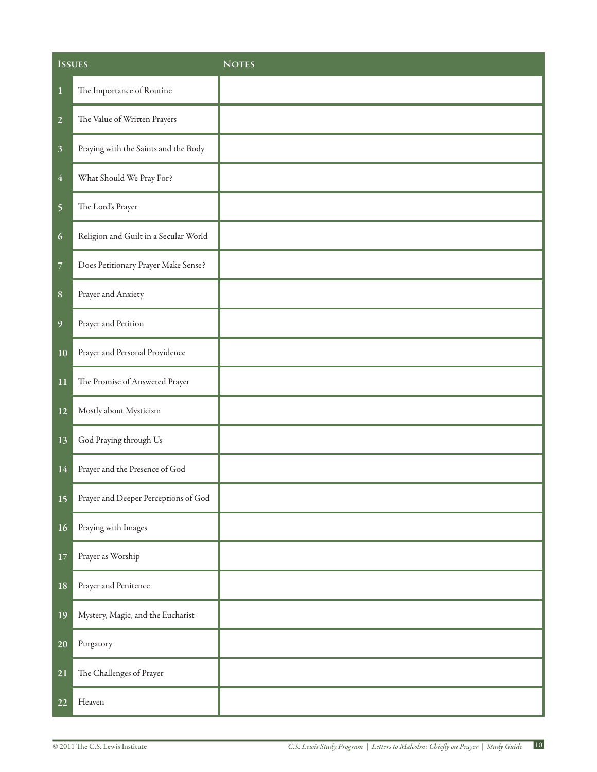| | Issues | Notes |
|---|---|---|
| 1 | The Importance of Routine | |
| 2 | The Value of Written Prayers | |
| 3 | Praying with the Saints and the Body | |
| 4 | What Should We Pray For? | |
| 5 | The Lord's Prayer | |
| 6 | Religion and Guilt in a Secular World | |
| 7 | Does Petitionary Prayer Make Sense? | |
| 8 | Prayer and Anxiety | |
| 9 | Prayer and Petition | |
| 10 | Prayer and Personal Providence | |
| 11 | The Promise of Answered Prayer | |
| 12 | Mostly about Mysticism | |
| 13 | God Praying through Us | |
| 14 | Prayer and the Presence of God | |
| 15 | Prayer and Deeper Perceptions of God | |
| 16 | Praying with Images | |
| 17 | Prayer as Worship | |
| 18 | Prayer and Penitence | |
| 19 | Mystery, Magic, and the Eucharist | |
| 20 | Purgatory | |
| 21 | The Challenges of Prayer | |
| 22 | Heaven | |